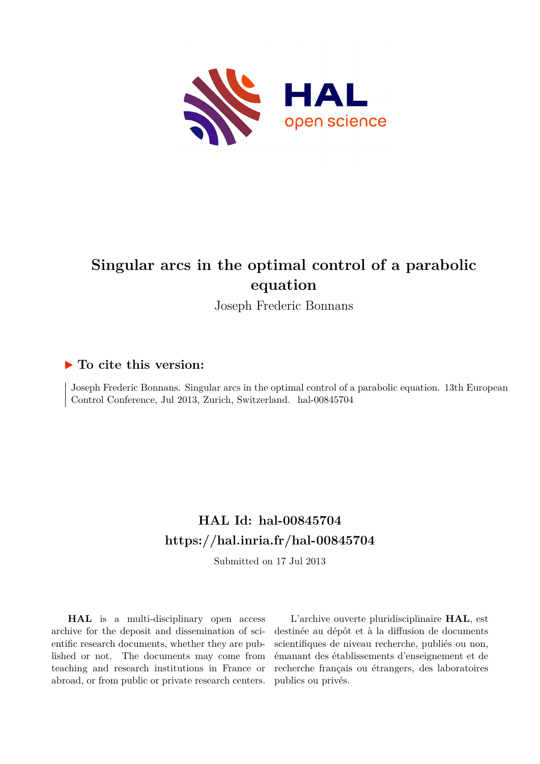# Singular arcs in the optimal control of a parabolic equation

Joseph Frederic Bonnans

## ▶ To cite this version:

Joseph Frederic Bonnans. Singular arcs in the optimal control of a parabolic equation. 13th European Control Conference, Jul 2013, Zurich, Switzerland. hal-00845704

## HAL Id: hal-00845704

## https://hal.inria.fr/hal-00845704

Submitted on 17 Jul 2013

**HAL** is a multi-disciplinary open access archive for the deposit and dissemination of scientific research documents, whether they are published or not. The documents may come from teaching and research institutions in France or abroad, or from public or private research centers.

L'archive ouverte pluridisciplinaire **HAL**, est destinée au dépôt et à la diffusion de documents scientifiques de niveau recherche, publiés ou non, émanant des établissements d'enseignement et de recherche français ou étrangers, des laboratoires publics ou privés.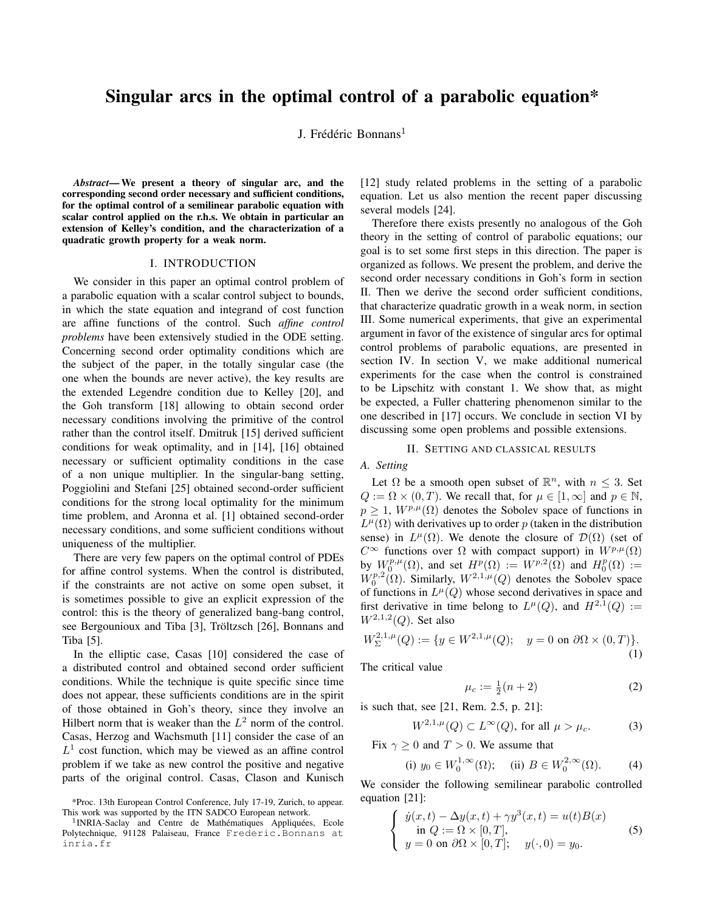# Singular arcs in the optimal control of a parabolic equation*

J. Frédéric Bonnans[1]

***Abstract*— We present a theory of singular arc, and the corresponding second order necessary and sufficient conditions, for the optimal control of a semilinear parabolic equation with scalar control applied on the r.h.s. We obtain in particular an extension of Kelley's condition, and the characterization of a quadratic growth property for a weak norm.**

## I. INTRODUCTION

We consider in this paper an optimal control problem of a parabolic equation with a scalar control subject to bounds, in which the state equation and integrand of cost function are affine functions of the control. Such *affine control problems* have been extensively studied in the ODE setting. Concerning second order optimality conditions which are the subject of the paper, in the totally singular case (the one when the bounds are never active), the key results are the extended Legendre condition due to Kelley [20], and the Goh transform [18] allowing to obtain second order necessary conditions involving the primitive of the control rather than the control itself. Dmitruk [15] derived sufficient conditions for weak optimality, and in [14], [16] obtained necessary or sufficient optimality conditions in the case of a non unique multiplier. In the singular-bang setting, Poggiolini and Stefani [25] obtained second-order sufficient conditions for the strong local optimality for the minimum time problem, and Aronna et al. [1] obtained second-order necessary conditions, and some sufficient conditions without uniqueness of the multiplier.

There are very few papers on the optimal control of PDEs for affine control systems. When the control is distributed, if the constraints are not active on some open subset, it is sometimes possible to give an explicit expression of the control: this is the theory of generalized bang-bang control, see Bergounioux and Tiba [3], Tröltzsch [26], Bonnans and Tiba [5].

In the elliptic case, Casas [10] considered the case of a distributed control and obtained second order sufficient conditions. While the technique is quite specific since time does not appear, these sufficients conditions are in the spirit of those obtained in Goh's theory, since they involve an Hilbert norm that is weaker than the $L^2$ norm of the control. Casas, Herzog and Wachsmuth [11] consider the case of an $L^1$ cost function, which may be viewed as an affine control problem if we take as new control the positive and negative parts of the original control. Casas, Clason and Kunisch [12] study related problems in the setting of a parabolic equation. Let us also mention the recent paper discussing several models [24].

Therefore there exists presently no analogous of the Goh theory in the setting of control of parabolic equations; our goal is to set some first steps in this direction. The paper is organized as follows. We present the problem, and derive the second order necessary conditions in Goh's form in section II. Then we derive the second order sufficient conditions, that characterize quadratic growth in a weak norm, in section III. Some numerical experiments, that give an experimental argument in favor of the existence of singular arcs for optimal control problems of parabolic equations, are presented in section IV. In section V, we make additional numerical experiments for the case when the control is constrained to be Lipschitz with constant 1. We show that, as might be expected, a Fuller chattering phenomenon similar to the one described in [17] occurs. We conclude in section VI by discussing some open problems and possible extensions.

## II. SETTING AND CLASSICAL RESULTS

### A. Setting

Let $\Omega$ be a smooth open subset of $\mathbb{R}^n$, with $n \leq 3$. Set $Q := \Omega \times (0,T)$. We recall that, for $\mu \in [1,\infty]$ and $p \in \mathbb{N}$, $p \geq 1$, $W^{p,\mu}(\Omega)$ denotes the Sobolev space of functions in $L^\mu(\Omega)$ with derivatives up to order $p$ (taken in the distribution sense) in $L^\mu(\Omega)$. We denote the closure of $\mathcal{D}(\Omega)$ (set of $C^\infty$ functions over $\Omega$ with compact support) in $W^{p,\mu}(\Omega)$ by $W_0^{p,\mu}(\Omega)$, and set $H^p(\Omega) := W^{p,2}(\Omega)$ and $H_0^p(\Omega) := W_0^{p,2}(\Omega)$. Similarly, $W^{2,1,\mu}(Q)$ denotes the Sobolev space of functions in $L^\mu(Q)$ whose second derivatives in space and first derivative in time belong to $L^\mu(Q)$, and $H^{2,1}(Q) := W^{2,1,2}(Q)$. Set also

$$W_\Sigma^{2,1,\mu}(Q) := \{y \in W^{2,1,\mu}(Q); \quad y = 0 \text{ on } \partial\Omega \times (0,T)\}. \tag{1}$$

The critical value

$$\mu_c := \tfrac{1}{2}(n+2) \tag{2}$$

is such that, see [21, Rem. 2.5, p. 21]:

$$W^{2,1,\mu}(Q) \subset L^\infty(Q), \text{ for all } \mu > \mu_c. \tag{3}$$

Fix $\gamma \geq 0$ and $T > 0$. We assume that

$$\text{(i) } y_0 \in W_0^{1,\infty}(\Omega); \quad \text{(ii) } B \in W_0^{2,\infty}(\Omega). \tag{4}$$

We consider the following semilinear parabolic controlled equation [21]:

$$\left\{ \begin{array}{l} \dot{y}(x,t) - \Delta y(x,t) + \gamma y^3(x,t) = u(t)B(x) \\ \quad \text{in } Q := \Omega \times [0,T], \\ y = 0 \text{ on } \partial\Omega \times [0,T]; \quad y(\cdot,0) = y_0. \end{array} \right. \tag{5}$$

*Proc. 13th European Control Conference, July 17-19, Zurich, to appear. This work was supported by the ITN SADCO European network.

[1]INRIA-Saclay and Centre de Mathématiques Appliquées, Ecole Polytechnique, 91128 Palaiseau, France Frederic.Bonnans at inria.fr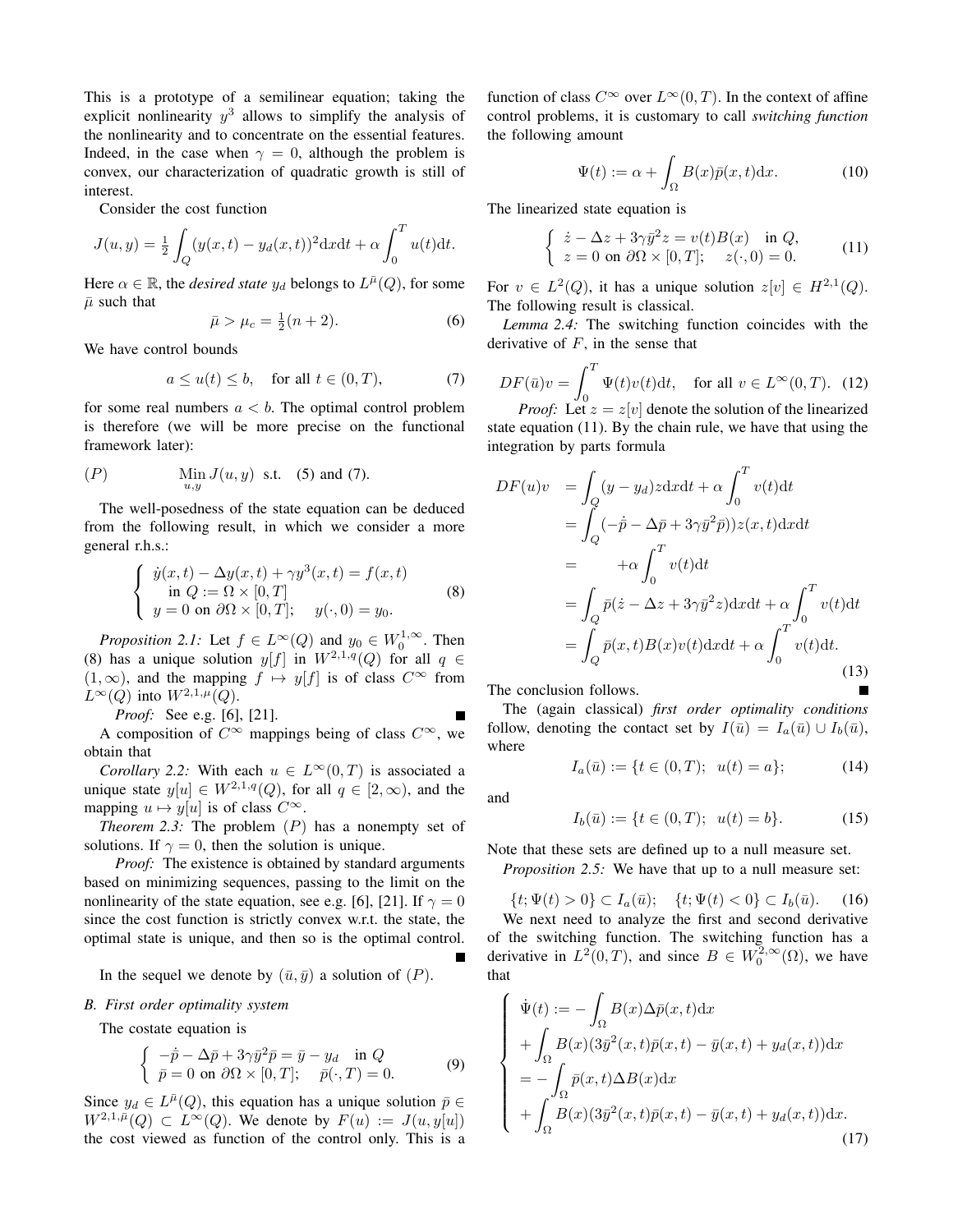This is a prototype of a semilinear equation; taking the explicit nonlinearity $y^3$ allows to simplify the analysis of the nonlinearity and to concentrate on the essential features. Indeed, in the case when $\gamma = 0$, although the problem is convex, our characterization of quadratic growth is still of interest.

Consider the cost function

$$J(u,y) = \tfrac{1}{2}\int_Q (y(x,t) - y_d(x,t))^2 \mathrm{d}x\mathrm{d}t + \alpha \int_0^T u(t)\mathrm{d}t.$$

Here $\alpha \in \mathbb{R}$, the *desired state* $y_d$ belongs to $L^{\bar{\mu}}(Q)$, for some $\bar{\mu}$ such that

$$\bar{\mu} > \mu_c = \tfrac{1}{2}(n+2). \tag{6}$$

We have control bounds

$$a \le u(t) \le b, \quad \text{for all } t \in (0,T), \tag{7}$$

for some real numbers $a < b$. The optimal control problem is therefore (we will be more precise on the functional framework later):

$$(P) \qquad \underset{u,y}{\mathrm{Min}}\, J(u,y) \ \text{ s.t. } \ (5) \text{ and } (7).$$

The well-posedness of the state equation can be deduced from the following result, in which we consider a more general r.h.s.:

$$\left\{ \begin{array}{l} \dot{y}(x,t) - \Delta y(x,t) + \gamma y^3(x,t) = f(x,t) \\ \quad \text{in } Q := \Omega \times [0,T] \\ y = 0 \text{ on } \partial\Omega \times [0,T]; \quad y(\cdot,0) = y_0. \end{array} \right. \tag{8}$$

*Proposition 2.1:* Let $f \in L^\infty(Q)$ and $y_0 \in W_0^{1,\infty}$. Then (8) has a unique solution $y[f]$ in $W^{2,1,q}(Q)$ for all $q \in (1,\infty)$, and the mapping $f \mapsto y[f]$ is of class $C^\infty$ from $L^\infty(Q)$ into $W^{2,1,\mu}(Q)$.

*Proof:* See e.g. [6], [21]. ∎

A composition of $C^\infty$ mappings being of class $C^\infty$, we obtain that

*Corollary 2.2:* With each $u \in L^\infty(0,T)$ is associated a unique state $y[u] \in W^{2,1,q}(Q)$, for all $q \in [2,\infty)$, and the mapping $u \mapsto y[u]$ is of class $C^\infty$.

*Theorem 2.3:* The problem $(P)$ has a nonempty set of solutions. If $\gamma = 0$, then the solution is unique.

*Proof:* The existence is obtained by standard arguments based on minimizing sequences, passing to the limit on the nonlinearity of the state equation, see e.g. [6], [21]. If $\gamma = 0$ since the cost function is strictly convex w.r.t. the state, the optimal state is unique, and then so is the optimal control. ∎

In the sequel we denote by $(\bar{u},\bar{y})$ a solution of $(P)$.

### B. First order optimality system

The costate equation is

$$\left\{ \begin{array}{l} -\dot{\bar{p}} - \Delta\bar{p} + 3\gamma\bar{y}^2\bar{p} = \bar{y} - y_d \quad \text{in } Q \\ \bar{p} = 0 \text{ on } \partial\Omega \times [0,T]; \quad \bar{p}(\cdot,T) = 0. \end{array} \right. \tag{9}$$

Since $y_d \in L^{\bar{\mu}}(Q)$, this equation has a unique solution $\bar{p} \in W^{2,1,\bar{\mu}}(Q) \subset L^\infty(Q)$. We denote by $F(u) := J(u,y[u])$ the cost viewed as function of the control only. This is a function of class $C^\infty$ over $L^\infty(0,T)$. In the context of affine control problems, it is customary to call *switching function* the following amount

$$\Psi(t) := \alpha + \int_\Omega B(x)\bar{p}(x,t)\mathrm{d}x. \tag{10}$$

The linearized state equation is

$$\left\{ \begin{array}{l} \dot{z} - \Delta z + 3\gamma\bar{y}^2 z = v(t)B(x) \quad \text{in } Q, \\ z = 0 \text{ on } \partial\Omega \times [0,T]; \quad z(\cdot,0) = 0. \end{array} \right. \tag{11}$$

For $v \in L^2(Q)$, it has a unique solution $z[v] \in H^{2,1}(Q)$. The following result is classical.

*Lemma 2.4:* The switching function coincides with the derivative of $F$, in the sense that

$$DF(\bar{u})v = \int_0^T \Psi(t)v(t)\mathrm{d}t, \quad \text{for all } v \in L^\infty(0,T). \tag{12}$$

*Proof:* Let $z = z[v]$ denote the solution of the linearized state equation (11). By the chain rule, we have that using the integration by parts formula

$$\begin{aligned} DF(u)v &= \int_Q (y - y_d)z\mathrm{d}x\mathrm{d}t + \alpha\int_0^T v(t)\mathrm{d}t \\ &= \int_Q (-\dot{\bar{p}} - \Delta\bar{p} + 3\gamma\bar{y}^2\bar{p}))z(x,t)\mathrm{d}x\mathrm{d}t \\ &= \qquad + \alpha\int_0^T v(t)\mathrm{d}t \\ &= \int_Q \bar{p}(\dot{z} - \Delta z + 3\gamma\bar{y}^2 z)\mathrm{d}x\mathrm{d}t + \alpha\int_0^T v(t)\mathrm{d}t \\ &= \int_Q \bar{p}(x,t)B(x)v(t)\mathrm{d}x\mathrm{d}t + \alpha\int_0^T v(t)\mathrm{d}t. \end{aligned} \tag{13}$$

The conclusion follows. ∎

The (again classical) *first order optimality conditions* follow, denoting the contact set by $I(\bar{u}) = I_a(\bar{u}) \cup I_b(\bar{u})$, where

$$I_a(\bar{u}) := \{t \in (0,T); \ \ u(t) = a\}; \tag{14}$$

and

$$I_b(\bar{u}) := \{t \in (0,T); \ \ u(t) = b\}. \tag{15}$$

Note that these sets are defined up to a null measure set.

*Proposition 2.5:* We have that up to a null measure set:

$$\{t; \Psi(t) > 0\} \subset I_a(\bar{u}); \quad \{t; \Psi(t) < 0\} \subset I_b(\bar{u}). \tag{16}$$

We next need to analyze the first and second derivative of the switching function. The switching function has a derivative in $L^2(0,T)$, and since $B \in W_0^{2,\infty}(\Omega)$, we have that

$$\left\{ \begin{array}{l} \dot{\Psi}(t) := -\displaystyle\int_\Omega B(x)\Delta\bar{p}(x,t)\mathrm{d}x \\ +\displaystyle\int_\Omega B(x)(3\bar{y}^2(x,t)\bar{p}(x,t) - \bar{y}(x,t) + y_d(x,t))\mathrm{d}x \\ = -\displaystyle\int_\Omega \bar{p}(x,t)\Delta B(x)\mathrm{d}x \\ +\displaystyle\int_\Omega B(x)(3\bar{y}^2(x,t)\bar{p}(x,t) - \bar{y}(x,t) + y_d(x,t))\mathrm{d}x. \end{array} \right. \tag{17}$$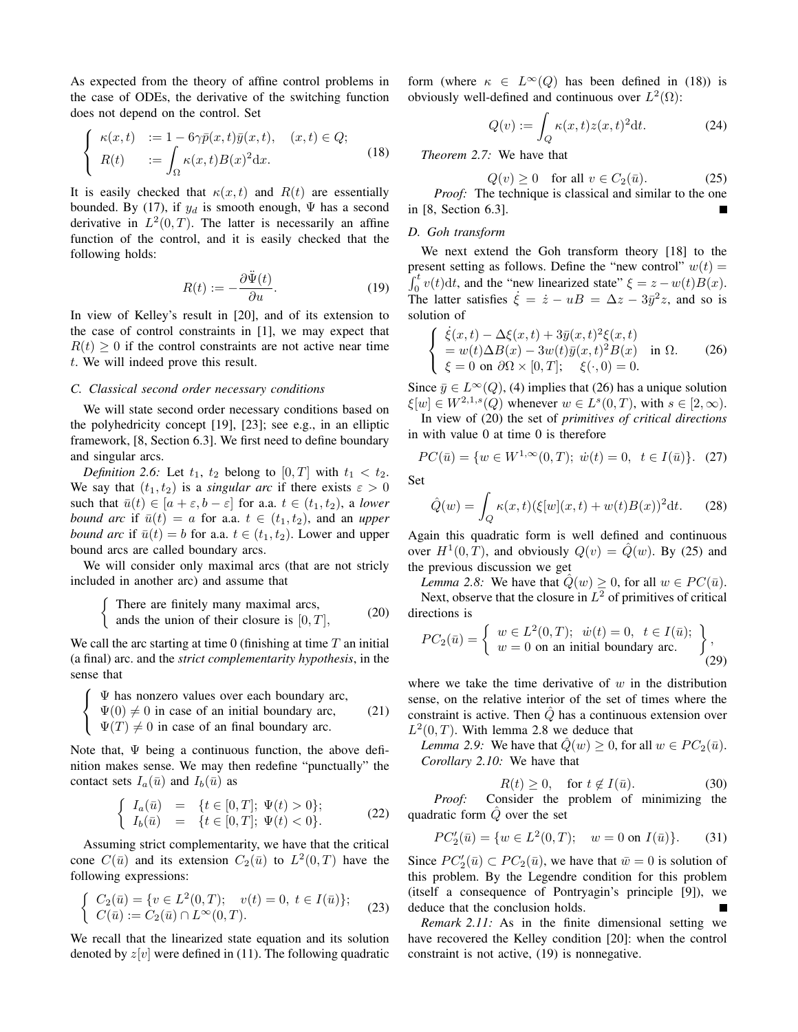As expected from the theory of affine control problems in the case of ODEs, the derivative of the switching function does not depend on the control. Set

$$\left\{ \begin{array}{lll} \kappa(x,t) & := 1 - 6\gamma \bar{p}(x,t)\bar{y}(x,t), & (x,t) \in Q; \\ R(t) & := \displaystyle\int_\Omega \kappa(x,t) B(x)^2 \mathrm{d}x. & \end{array} \right. \tag{18}$$

It is easily checked that $\kappa(x,t)$ and $R(t)$ are essentially bounded. By (17), if $y_d$ is smooth enough, $\Psi$ has a second derivative in $L^2(0,T)$. The latter is necessarily an affine function of the control, and it is easily checked that the following holds:

$$R(t) := -\frac{\partial \ddot{\Psi}(t)}{\partial u}. \tag{19}$$

In view of Kelley's result in [20], and of its extension to the case of control constraints in [1], we may expect that $R(t) \geq 0$ if the control constraints are not active near time $t$. We will indeed prove this result.

### C. Classical second order necessary conditions

We will state second order necessary conditions based on the polyhedricity concept [19], [23]; see e.g., in an elliptic framework, [8, Section 6.3]. We first need to define boundary and singular arcs.

*Definition 2.6:* Let $t_1$, $t_2$ belong to $[0,T]$ with $t_1 < t_2$. We say that $(t_1,t_2)$ is a *singular arc* if there exists $\varepsilon > 0$ such that $\bar{u}(t) \in [a+\varepsilon, b-\varepsilon]$ for a.a. $t \in (t_1,t_2)$, a *lower bound arc* if $\bar{u}(t) = a$ for a.a. $t \in (t_1,t_2)$, and an *upper bound arc* if $\bar{u}(t) = b$ for a.a. $t \in (t_1,t_2)$. Lower and upper bound arcs are called boundary arcs.

We will consider only maximal arcs (that are not stricly included in another arc) and assume that

$$\left\{ \begin{array}{l} \text{There are finitely many maximal arcs,} \\ \text{ands the union of their closure is } [0,T], \end{array} \right. \tag{20}$$

We call the arc starting at time 0 (finishing at time $T$ an initial (a final) arc. and the *strict complementarity hypothesis*, in the sense that

$$\left\{ \begin{array}{l} \Psi \text{ has nonzero values over each boundary arc,} \\ \Psi(0) \neq 0 \text{ in case of an initial boundary arc,} \\ \Psi(T) \neq 0 \text{ in case of an final boundary arc.} \end{array} \right. \tag{21}$$

Note that, $\Psi$ being a continuous function, the above definition makes sense. We may then redefine "punctually" the contact sets $I_a(\bar{u})$ and $I_b(\bar{u})$ as

$$\left\{ \begin{array}{lll} I_a(\bar{u}) & = & \{t \in [0,T];\ \Psi(t) > 0\}; \\ I_b(\bar{u}) & = & \{t \in [0,T];\ \Psi(t) < 0\}. \end{array} \right. \tag{22}$$

Assuming strict complementarity, we have that the critical cone $C(\bar{u})$ and its extension $C_2(\bar{u})$ to $L^2(0,T)$ have the following expressions:

$$\left\{ \begin{array}{l} C_2(\bar{u}) = \{v \in L^2(0,T);\quad v(t) = 0,\ t \in I(\bar{u})\}; \\ C(\bar{u}) := C_2(\bar{u}) \cap L^\infty(0,T). \end{array} \right. \tag{23}$$

We recall that the linearized state equation and its solution denoted by $z[v]$ were defined in (11). The following quadratic form (where $\kappa \in L^\infty(Q)$ has been defined in (18)) is obviously well-defined and continuous over $L^2(\Omega)$:

$$Q(v) := \int_Q \kappa(x,t) z(x,t)^2 \mathrm{d}t. \tag{24}$$

*Theorem 2.7:* We have that

$$Q(v) \geq 0 \quad \text{for all } v \in C_2(\bar{u}). \tag{25}$$

*Proof:* The technique is classical and similar to the one in [8, Section 6.3]. ∎

### D. Goh transform

We next extend the Goh transform theory [18] to the present setting as follows. Define the "new control" $w(t) = \int_0^t v(t)\mathrm{d}t$, and the "new linearized state" $\xi = z - w(t)B(x)$. The latter satisfies $\dot{\xi} = \dot{z} - uB = \Delta z - 3\bar{y}^2 z$, and so is solution of

$$\left\{ \begin{array}{l} \dot{\xi}(x,t) - \Delta\xi(x,t) + 3\bar{y}(x,t)^2 \xi(x,t) \\ = w(t)\Delta B(x) - 3w(t)\bar{y}(x,t)^2 B(x) \quad \text{in } \Omega. \\ \xi = 0 \text{ on } \partial\Omega \times [0,T]; \quad \xi(\cdot,0) = 0. \end{array} \right. \tag{26}$$

Since $\bar{y} \in L^\infty(Q)$, (4) implies that (26) has a unique solution $\xi[w] \in W^{2,1,s}(Q)$ whenever $w \in L^s(0,T)$, with $s \in [2,\infty)$.

In view of (20) the set of *primitives of critical directions* in with value 0 at time 0 is therefore

$$PC(\bar{u}) = \{w \in W^{1,\infty}(0,T);\ \dot{w}(t) = 0,\ \ t \in I(\bar{u})\}. \tag{27}$$

Set

$$\hat{Q}(w) = \int_Q \kappa(x,t)(\xi[w](x,t) + w(t)B(x))^2 \mathrm{d}t. \tag{28}$$

Again this quadratic form is well defined and continuous over $H^1(0,T)$, and obviously $Q(v) = \hat{Q}(w)$. By (25) and the previous discussion we get

*Lemma 2.8:* We have that $\hat{Q}(w) \geq 0$, for all $w \in PC(\bar{u})$.

Next, observe that the closure in $L^2$ of primitives of critical directions is

$$PC_2(\bar{u}) = \left\{ \begin{array}{l} w \in L^2(0,T);\ \ \dot{w}(t) = 0,\ \ t \in I(\bar{u}); \\ w = 0 \text{ on an initial boundary arc.} \end{array} \right\}, \tag{29}$$

where we take the time derivative of $w$ in the distribution sense, on the relative interior of the set of times where the constraint is active. Then $\hat{Q}$ has a continuous extension over $L^2(0,T)$. With lemma 2.8 we deduce that

*Lemma 2.9:* We have that $\hat{Q}(w) \geq 0$, for all $w \in PC_2(\bar{u})$.

*Corollary 2.10:* We have that

$$R(t) \geq 0, \quad \text{for } t \notin I(\bar{u}). \tag{30}$$

*Proof:* Consider the problem of minimizing the quadratic form $\hat{Q}$ over the set

$$PC_2'(\bar{u}) = \{w \in L^2(0,T); \quad w = 0 \text{ on } I(\bar{u})\}. \tag{31}$$

Since $PC_2'(\bar{u}) \subset PC_2(\bar{u})$, we have that $\bar{w} = 0$ is solution of this problem. By the Legendre condition for this problem (itself a consequence of Pontryagin's principle [9]), we deduce that the conclusion holds. ∎

*Remark 2.11:* As in the finite dimensional setting we have recovered the Kelley condition [20]: when the control constraint is not active, (19) is nonnegative.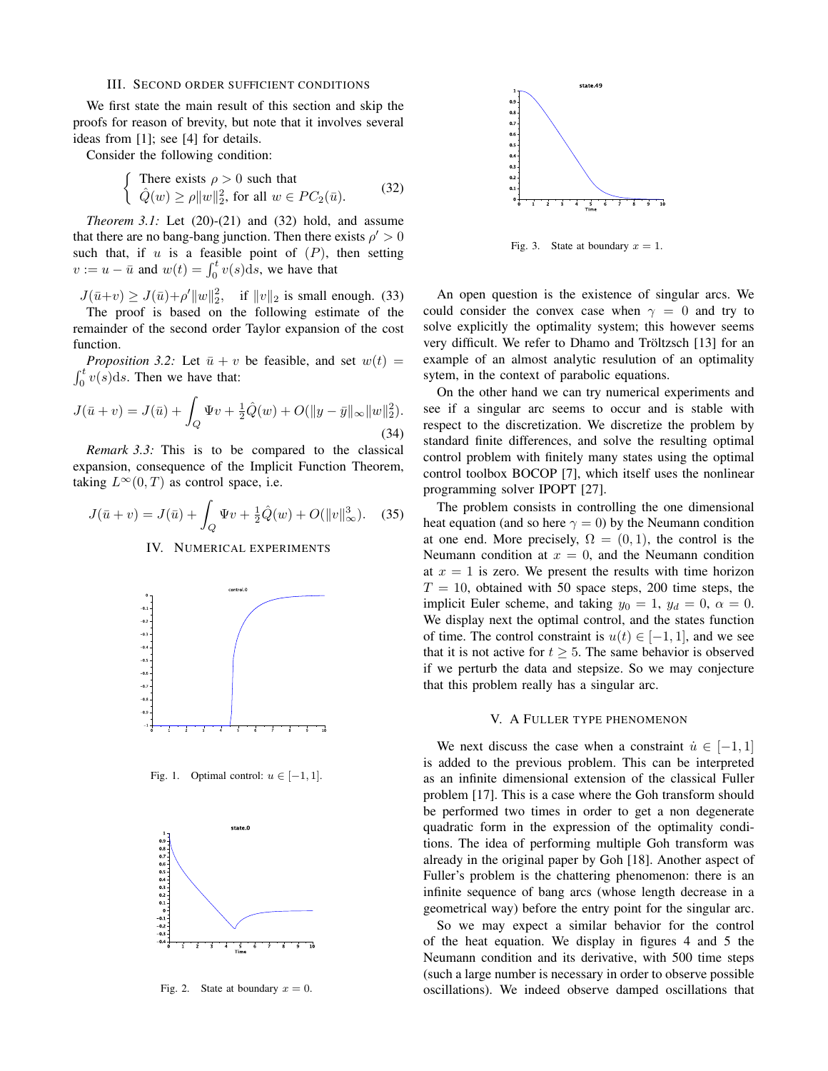## III. Second order sufficient conditions

We first state the main result of this section and skip the proofs for reason of brevity, but note that it involves several ideas from [1]; see [4] for details.

Consider the following condition:

$$\left\{ \begin{array}{l} \text{There exists } \rho > 0 \text{ such that} \\ \hat{Q}(w) \geq \rho \|w\|_2^2, \text{ for all } w \in PC_2(\bar{u}). \end{array} \right. \tag{32}$$

*Theorem 3.1:* Let (20)-(21) and (32) hold, and assume that there are no bang-bang junction. Then there exists $\rho' > 0$ such that, if $u$ is a feasible point of $(P)$, then setting $v := u - \bar{u}$ and $w(t) = \int_0^t v(s)\mathrm{d}s$, we have that

$$J(\bar{u}+v) \geq J(\bar{u}) + \rho' \|w\|_2^2, \quad \text{if } \|v\|_2 \text{ is small enough.} \tag{33}$$

The proof is based on the following estimate of the remainder of the second order Taylor expansion of the cost function.

*Proposition 3.2:* Let $\bar{u} + v$ be feasible, and set $w(t) = \int_0^t v(s)\mathrm{d}s$. Then we have that:

$$J(\bar{u} + v) = J(\bar{u}) + \int_Q \Psi v + \tfrac{1}{2}\hat{Q}(w) + O(\|y - \bar{y}\|_\infty \|w\|_2^2). \tag{34}$$

*Remark 3.3:* This is to be compared to the classical expansion, consequence of the Implicit Function Theorem, taking $L^\infty(0,T)$ as control space, i.e.

$$J(\bar{u} + v) = J(\bar{u}) + \int_Q \Psi v + \tfrac{1}{2}\hat{Q}(w) + O(\|v\|_\infty^3). \tag{35}$$

## IV. Numerical experiments

Fig. 1. Optimal control: $u \in [-1, 1]$.

Fig. 2. State at boundary $x = 0$.

Fig. 3. State at boundary $x = 1$.

An open question is the existence of singular arcs. We could consider the convex case when $\gamma = 0$ and try to solve explicitly the optimality system; this however seems very difficult. We refer to Dhamo and Tröltzsch [13] for an example of an almost analytic resulution of an optimality sytem, in the context of parabolic equations.

On the other hand we can try numerical experiments and see if a singular arc seems to occur and is stable with respect to the discretization. We discretize the problem by standard finite differences, and solve the resulting optimal control problem with finitely many states using the optimal control toolbox BOCOP [7], which itself uses the nonlinear programming solver IPOPT [27].

The problem consists in controlling the one dimensional heat equation (and so here $\gamma = 0$) by the Neumann condition at one end. More precisely, $\Omega = (0, 1)$, the control is the Neumann condition at $x = 0$, and the Neumann condition at $x = 1$ is zero. We present the results with time horizon $T = 10$, obtained with 50 space steps, 200 time steps, the implicit Euler scheme, and taking $y_0 = 1$, $y_d = 0$, $\alpha = 0$. We display next the optimal control, and the states function of time. The control constraint is $u(t) \in [-1, 1]$, and we see that it is not active for $t \geq 5$. The same behavior is observed if we perturb the data and stepsize. So we may conjecture that this problem really has a singular arc.

## V. A Fuller type phenomenon

We next discuss the case when a constraint $\dot{u} \in [-1, 1]$ is added to the previous problem. This can be interpreted as an infinite dimensional extension of the classical Fuller problem [17]. This is a case where the Goh transform should be performed two times in order to get a non degenerate quadratic form in the expression of the optimality conditions. The idea of performing multiple Goh transform was already in the original paper by Goh [18]. Another aspect of Fuller's problem is the chattering phenomenon: there is an infinite sequence of bang arcs (whose length decrease in a geometrical way) before the entry point for the singular arc.

So we may expect a similar behavior for the control of the heat equation. We display in figures 4 and 5 the Neumann condition and its derivative, with 500 time steps (such a large number is necessary in order to observe possible oscillations). We indeed observe damped oscillations that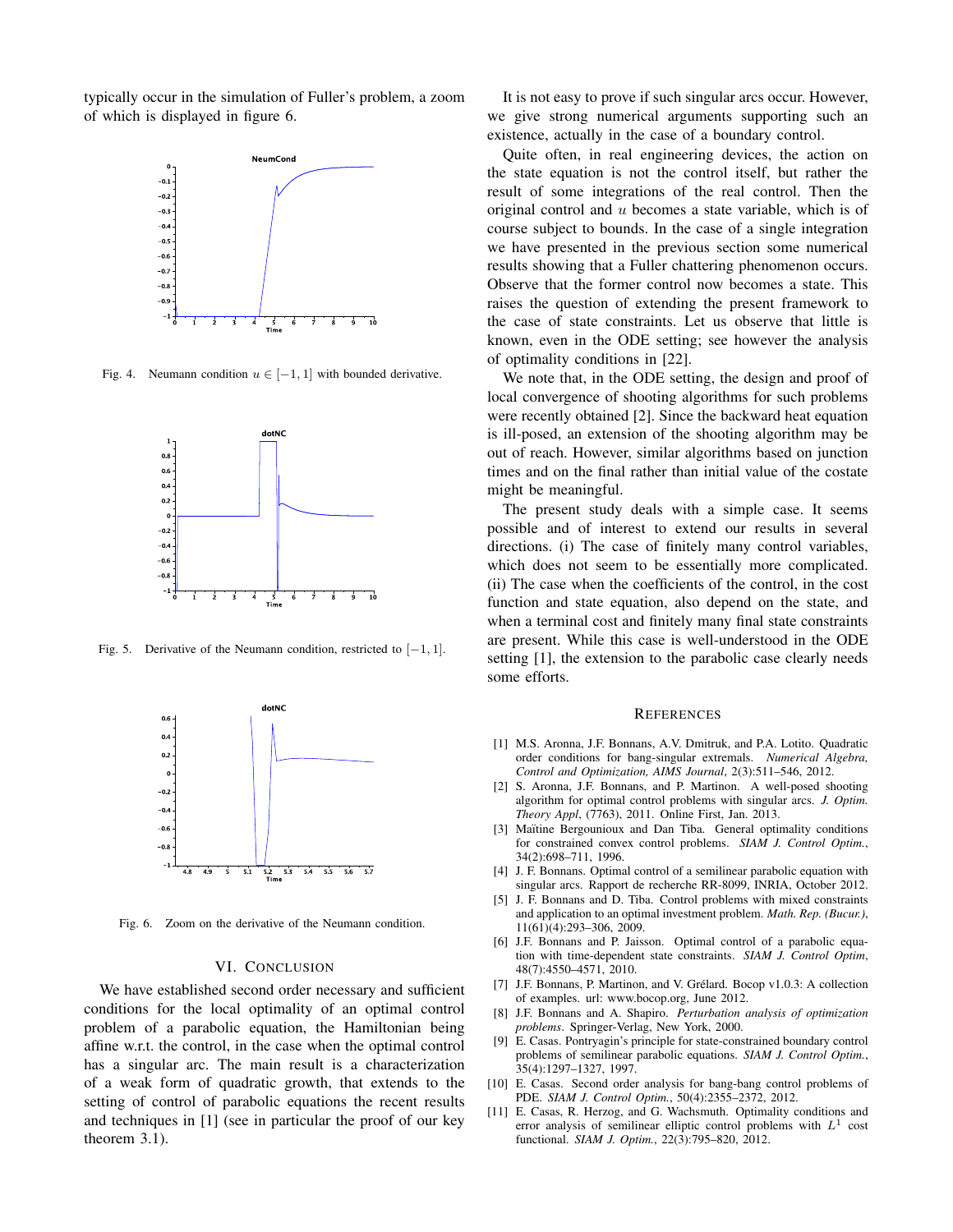typically occur in the simulation of Fuller's problem, a zoom of which is displayed in figure 6.

Fig. 4. Neumann condition $u \in [-1, 1]$ with bounded derivative.

Fig. 5. Derivative of the Neumann condition, restricted to $[-1, 1]$.

Fig. 6. Zoom on the derivative of the Neumann condition.

## VI. Conclusion

We have established second order necessary and sufficient conditions for the local optimality of an optimal control problem of a parabolic equation, the Hamiltonian being affine w.r.t. the control, in the case when the optimal control has a singular arc. The main result is a characterization of a weak form of quadratic growth, that extends to the setting of control of parabolic equations the recent results and techniques in [1] (see in particular the proof of our key theorem 3.1).

It is not easy to prove if such singular arcs occur. However, we give strong numerical arguments supporting such an existence, actually in the case of a boundary control.

Quite often, in real engineering devices, the action on the state equation is not the control itself, but rather the result of some integrations of the real control. Then the original control and $u$ becomes a state variable, which is of course subject to bounds. In the case of a single integration we have presented in the previous section some numerical results showing that a Fuller chattering phenomenon occurs. Observe that the former control now becomes a state. This raises the question of extending the present framework to the case of state constraints. Let us observe that little is known, even in the ODE setting; see however the analysis of optimality conditions in [22].

We note that, in the ODE setting, the design and proof of local convergence of shooting algorithms for such problems were recently obtained [2]. Since the backward heat equation is ill-posed, an extension of the shooting algorithm may be out of reach. However, similar algorithms based on junction times and on the final rather than initial value of the costate might be meaningful.

The present study deals with a simple case. It seems possible and of interest to extend our results in several directions. (i) The case of finitely many control variables, which does not seem to be essentially more complicated. (ii) The case when the coefficients of the control, in the cost function and state equation, also depend on the state, and when a terminal cost and finitely many final state constraints are present. While this case is well-understood in the ODE setting [1], the extension to the parabolic case clearly needs some efforts.

## References

[1] M.S. Aronna, J.F. Bonnans, A.V. Dmitruk, and P.A. Lotito. Quadratic order conditions for bang-singular extremals. *Numerical Algebra, Control and Optimization, AIMS Journal*, 2(3):511–546, 2012.

[2] S. Aronna, J.F. Bonnans, and P. Martinon. A well-posed shooting algorithm for optimal control problems with singular arcs. *J. Optim. Theory Appl*, (7763), 2011. Online First, Jan. 2013.

[3] Maïtine Bergounioux and Dan Tiba. General optimality conditions for constrained convex control problems. *SIAM J. Control Optim.*, 34(2):698–711, 1996.

[4] J. F. Bonnans. Optimal control of a semilinear parabolic equation with singular arcs. Rapport de recherche RR-8099, INRIA, October 2012.

[5] J. F. Bonnans and D. Tiba. Control problems with mixed constraints and application to an optimal investment problem. *Math. Rep. (Bucur.)*, 11(61)(4):293–306, 2009.

[6] J.F. Bonnans and P. Jaisson. Optimal control of a parabolic equation with time-dependent state constraints. *SIAM J. Control Optim*, 48(7):4550–4571, 2010.

[7] J.F. Bonnans, P. Martinon, and V. Grélard. Bocop v1.0.3: A collection of examples. url: www.bocop.org, June 2012.

[8] J.F. Bonnans and A. Shapiro. *Perturbation analysis of optimization problems*. Springer-Verlag, New York, 2000.

[9] E. Casas. Pontryagin's principle for state-constrained boundary control problems of semilinear parabolic equations. *SIAM J. Control Optim.*, 35(4):1297–1327, 1997.

[10] E. Casas. Second order analysis for bang-bang control problems of PDE. *SIAM J. Control Optim.*, 50(4):2355–2372, 2012.

[11] E. Casas, R. Herzog, and G. Wachsmuth. Optimality conditions and error analysis of semilinear elliptic control problems with $L^1$ cost functional. *SIAM J. Optim.*, 22(3):795–820, 2012.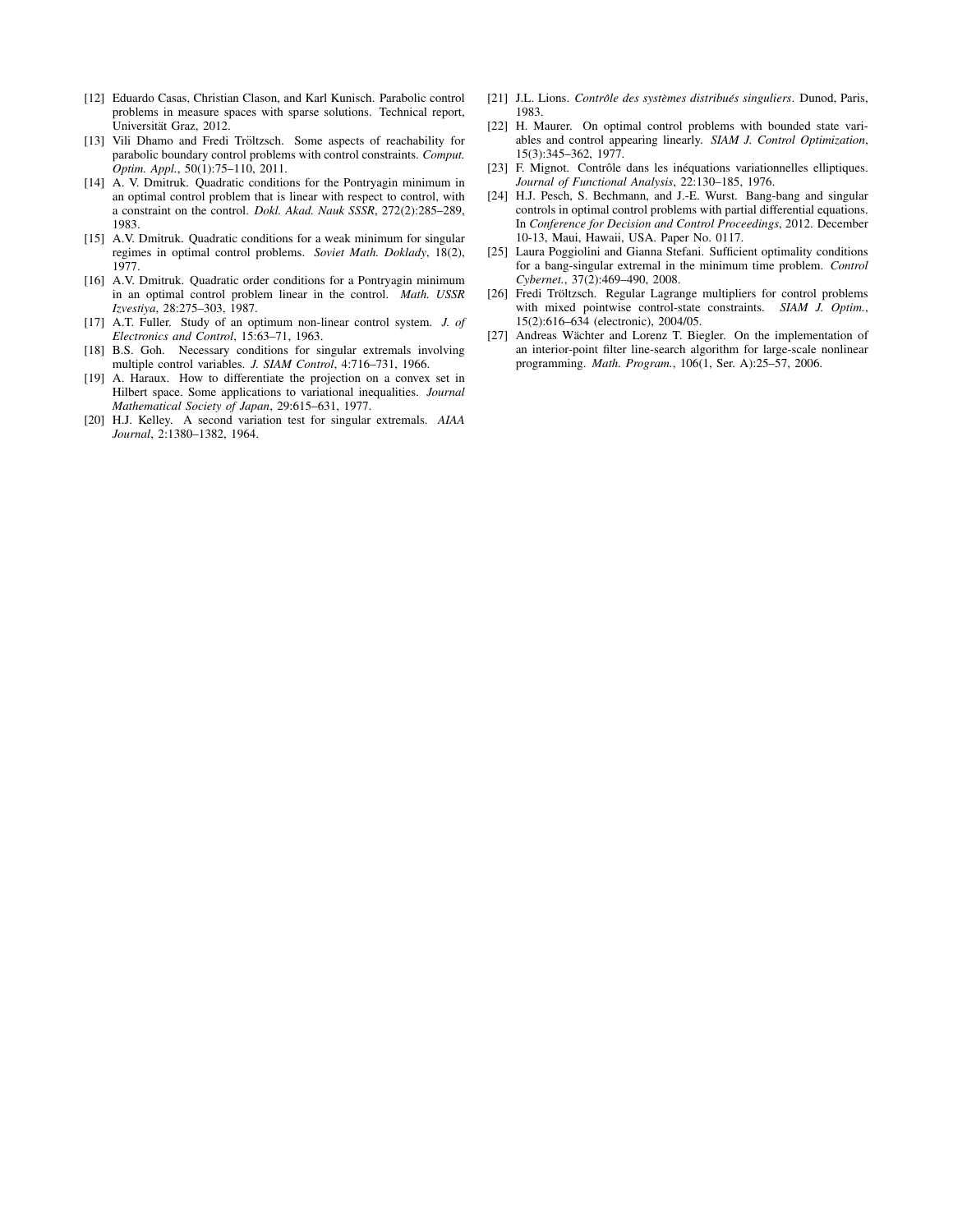[12] Eduardo Casas, Christian Clason, and Karl Kunisch. Parabolic control problems in measure spaces with sparse solutions. Technical report, Universität Graz, 2012.

[13] Vili Dhamo and Fredi Tröltzsch. Some aspects of reachability for parabolic boundary control problems with control constraints. *Comput. Optim. Appl.*, 50(1):75–110, 2011.

[14] A. V. Dmitruk. Quadratic conditions for the Pontryagin minimum in an optimal control problem that is linear with respect to control, with a constraint on the control. *Dokl. Akad. Nauk SSSR*, 272(2):285–289, 1983.

[15] A.V. Dmitruk. Quadratic conditions for a weak minimum for singular regimes in optimal control problems. *Soviet Math. Doklady*, 18(2), 1977.

[16] A.V. Dmitruk. Quadratic order conditions for a Pontryagin minimum in an optimal control problem linear in the control. *Math. USSR Izvestiya*, 28:275–303, 1987.

[17] A.T. Fuller. Study of an optimum non-linear control system. *J. of Electronics and Control*, 15:63–71, 1963.

[18] B.S. Goh. Necessary conditions for singular extremals involving multiple control variables. *J. SIAM Control*, 4:716–731, 1966.

[19] A. Haraux. How to differentiate the projection on a convex set in Hilbert space. Some applications to variational inequalities. *Journal Mathematical Society of Japan*, 29:615–631, 1977.

[20] H.J. Kelley. A second variation test for singular extremals. *AIAA Journal*, 2:1380–1382, 1964.

[21] J.L. Lions. *Contrôle des systèmes distribués singuliers*. Dunod, Paris, 1983.

[22] H. Maurer. On optimal control problems with bounded state variables and control appearing linearly. *SIAM J. Control Optimization*, 15(3):345–362, 1977.

[23] F. Mignot. Contrôle dans les inéquations variationnelles elliptiques. *Journal of Functional Analysis*, 22:130–185, 1976.

[24] H.J. Pesch, S. Bechmann, and J.-E. Wurst. Bang-bang and singular controls in optimal control problems with partial differential equations. In *Conference for Decision and Control Proceedings*, 2012. December 10-13, Maui, Hawaii, USA. Paper No. 0117.

[25] Laura Poggiolini and Gianna Stefani. Sufficient optimality conditions for a bang-singular extremal in the minimum time problem. *Control Cybernet.*, 37(2):469–490, 2008.

[26] Fredi Tröltzsch. Regular Lagrange multipliers for control problems with mixed pointwise control-state constraints. *SIAM J. Optim.*, 15(2):616–634 (electronic), 2004/05.

[27] Andreas Wächter and Lorenz T. Biegler. On the implementation of an interior-point filter line-search algorithm for large-scale nonlinear programming. *Math. Program.*, 106(1, Ser. A):25–57, 2006.